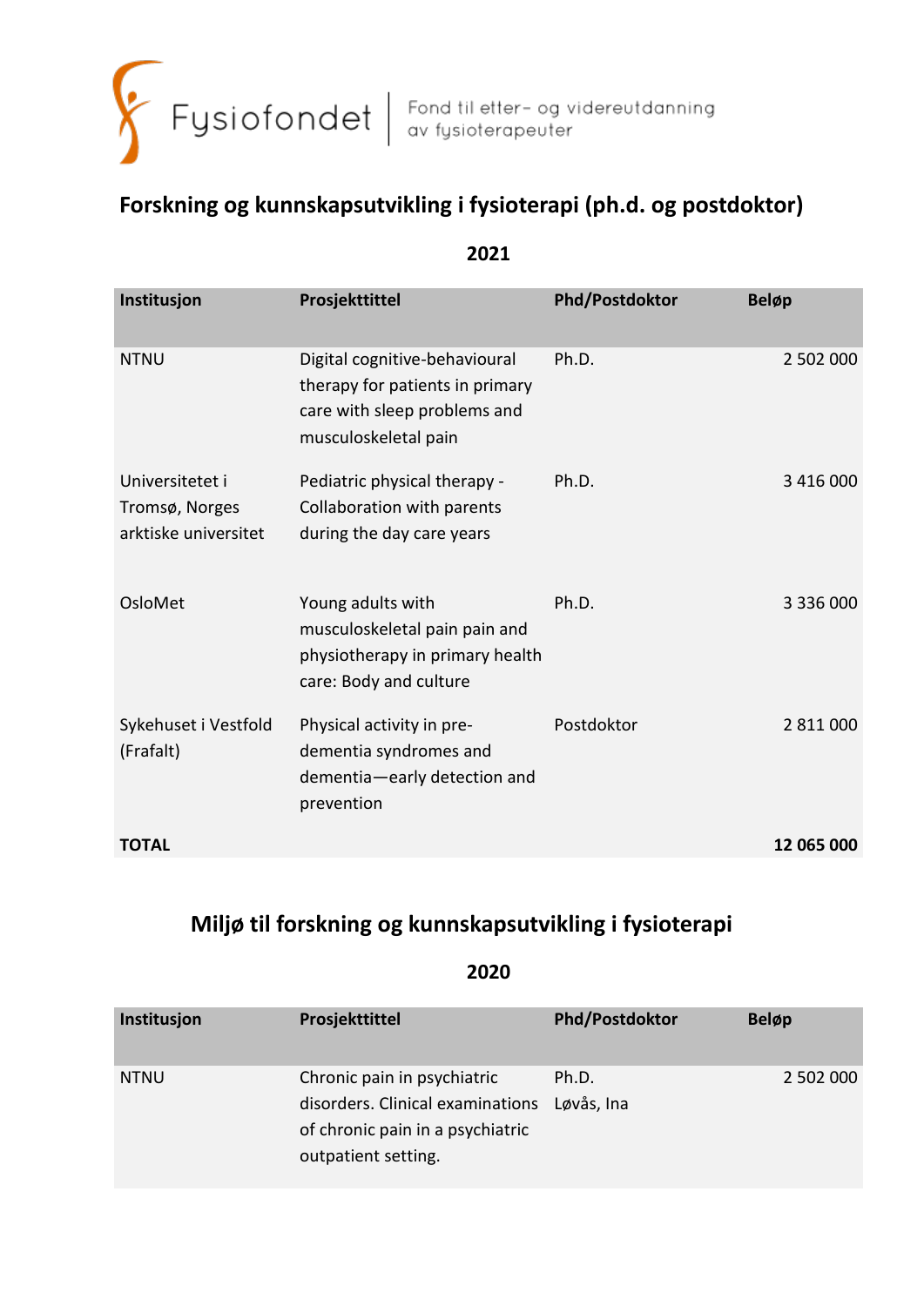Fysiofondet | Fond til etter- og videreutdanning av fysioterapeuter

## Forskning og kunnskapsutvikling i fysioterapi (ph.d. og postdoktor)

**2021**

| Institusjon | Prosjekttittel | Phd/Postdoktor | Beløp |
|---|---|---|---|
| NTNU | Digital cognitive-behavioural therapy for patients in primary care with sleep problems and musculoskeletal pain | Ph.D. | 2 502 000 |
| Universitetet i Tromsø, Norges arktiske universitet | Pediatric physical therapy - Collaboration with parents during the day care years | Ph.D. | 3 416 000 |
| OsloMet | Young adults with musculoskeletal pain pain and physiotherapy in primary health care: Body and culture | Ph.D. | 3 336 000 |
| Sykehuset i Vestfold (Frafalt) | Physical activity in pre-dementia syndromes and dementia—early detection and prevention | Postdoktor | 2 811 000 |
| **TOTAL** | | | **12 065 000** |

## Miljø til forskning og kunnskapsutvikling i fysioterapi

**2020**

| Institusjon | Prosjekttittel | Phd/Postdoktor | Beløp |
|---|---|---|---|
| NTNU | Chronic pain in psychiatric disorders. Clinical examinations of chronic pain in a psychiatric outpatient setting. | Ph.D. Løvås, Ina | 2 502 000 |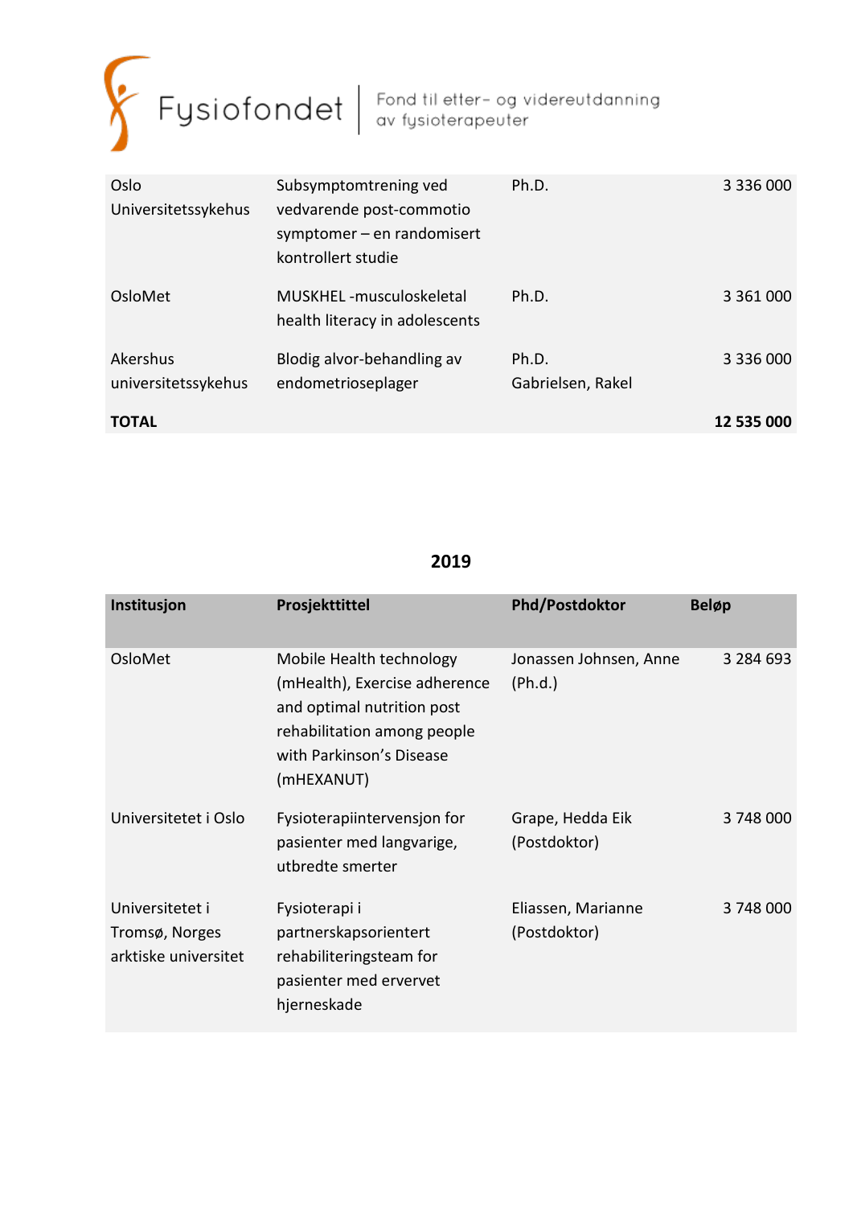| | | | |
|---|---|---|---|
| Oslo Universitetssykehus | Subsymptomtrening ved vedvarende post-commotio symptomer – en randomisert kontrollert studie | Ph.D. | 3 336 000 |
| OsloMet | MUSKHEL -musculoskeletal health literacy in adolescents | Ph.D. | 3 361 000 |
| Akershus universitetssykehus | Blodig alvor-behandling av endometrioseplager | Ph.D. Gabrielsen, Rakel | 3 336 000 |
| **TOTAL** | | | **12 535 000** |

## 2019

| Institusjon | Prosjekttittel | Phd/Postdoktor | Beløp |
|---|---|---|---|
| OsloMet | Mobile Health technology (mHealth), Exercise adherence and optimal nutrition post rehabilitation among people with Parkinson's Disease (mHEXANUT) | Jonassen Johnsen, Anne (Ph.d.) | 3 284 693 |
| Universitetet i Oslo | Fysioterapiintervensjon for pasienter med langvarige, utbredte smerter | Grape, Hedda Eik (Postdoktor) | 3 748 000 |
| Universitetet i Tromsø, Norges arktiske universitet | Fysioterapi i partnerskapsorientert rehabiliteringsteam for pasienter med ervervet hjerneskade | Eliassen, Marianne (Postdoktor) | 3 748 000 |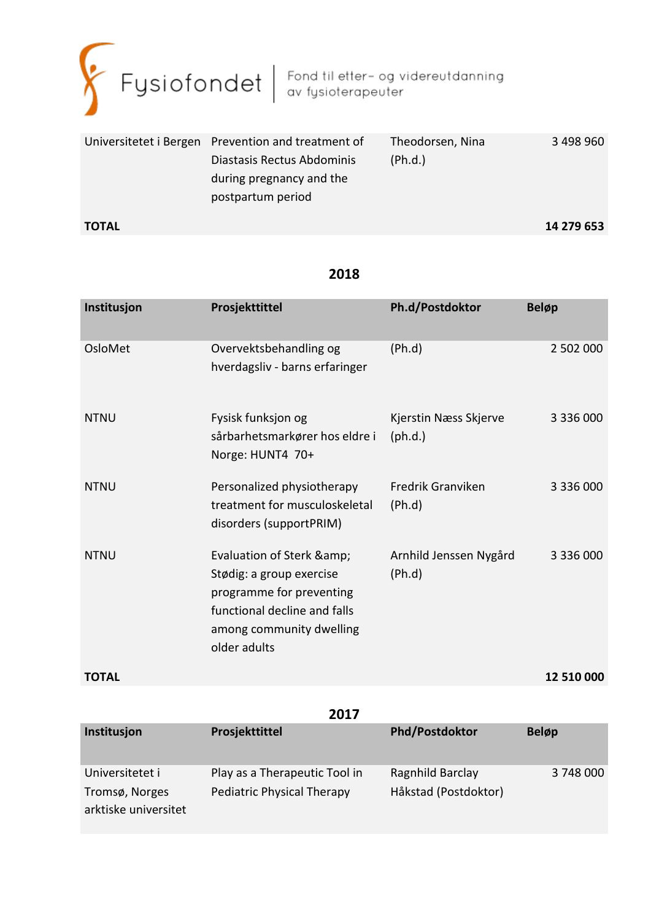| Universitetet i Bergen | Prevention and treatment of Diastasis Rectus Abdominis during pregnancy and the postpartum period | Theodorsen, Nina (Ph.d.) | 3 498 960 |
|---|---|---|---|
| **TOTAL** | | | **14 279 653** |

## 2018

| Institusjon | Prosjekttittel | Ph.d/Postdoktor | Beløp |
|---|---|---|---|
| OsloMet | Overvektsbehandling og hverdagsliv - barns erfaringer | (Ph.d) | 2 502 000 |
| NTNU | Fysisk funksjon og sårbarhetsmarkører hos eldre i Norge: HUNT4 70+ | Kjerstin Næss Skjerve (ph.d.) | 3 336 000 |
| NTNU | Personalized physiotherapy treatment for musculoskeletal disorders (supportPRIM) | Fredrik Granviken (Ph.d) | 3 336 000 |
| NTNU | Evaluation of Sterk &amp; Stødig: a group exercise programme for preventing functional decline and falls among community dwelling older adults | Arnhild Jenssen Nygård (Ph.d) | 3 336 000 |
| **TOTAL** | | | **12 510 000** |

## 2017

| Institusjon | Prosjekttittel | Phd/Postdoktor | Beløp |
|---|---|---|---|
| Universitetet i Tromsø, Norges arktiske universitet | Play as a Therapeutic Tool in Pediatric Physical Therapy | Ragnhild Barclay Håkstad (Postdoktor) | 3 748 000 |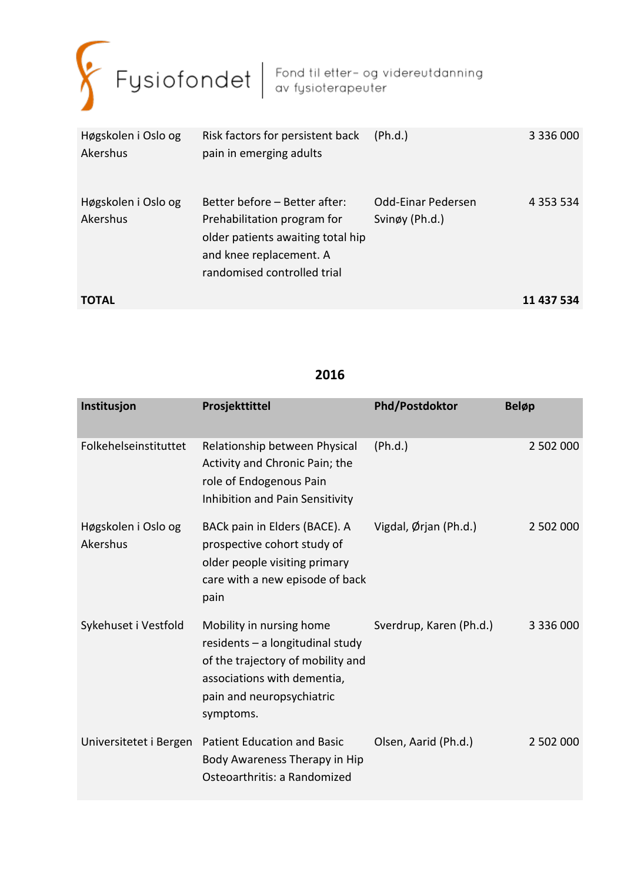| | | | |
|---|---|---|---|
| Høgskolen i Oslo og Akershus | Risk factors for persistent back pain in emerging adults | (Ph.d.) | 3 336 000 |
| Høgskolen i Oslo og Akershus | Better before – Better after: Prehabilitation program for older patients awaiting total hip and knee replacement. A randomised controlled trial | Odd-Einar Pedersen Svinøy (Ph.d.) | 4 353 534 |
| **TOTAL** | | | **11 437 534** |

## 2016

| Institusjon | Prosjekttittel | Phd/Postdoktor | Beløp |
|---|---|---|---|
| Folkehelseinstituttet | Relationship between Physical Activity and Chronic Pain; the role of Endogenous Pain Inhibition and Pain Sensitivity | (Ph.d.) | 2 502 000 |
| Høgskolen i Oslo og Akershus | BACk pain in Elders (BACE). A prospective cohort study of older people visiting primary care with a new episode of back pain | Vigdal, Ørjan (Ph.d.) | 2 502 000 |
| Sykehuset i Vestfold | Mobility in nursing home residents – a longitudinal study of the trajectory of mobility and associations with dementia, pain and neuropsychiatric symptoms. | Sverdrup, Karen (Ph.d.) | 3 336 000 |
| Universitetet i Bergen | Patient Education and Basic Body Awareness Therapy in Hip Osteoarthritis: a Randomized | Olsen, Aarid (Ph.d.) | 2 502 000 |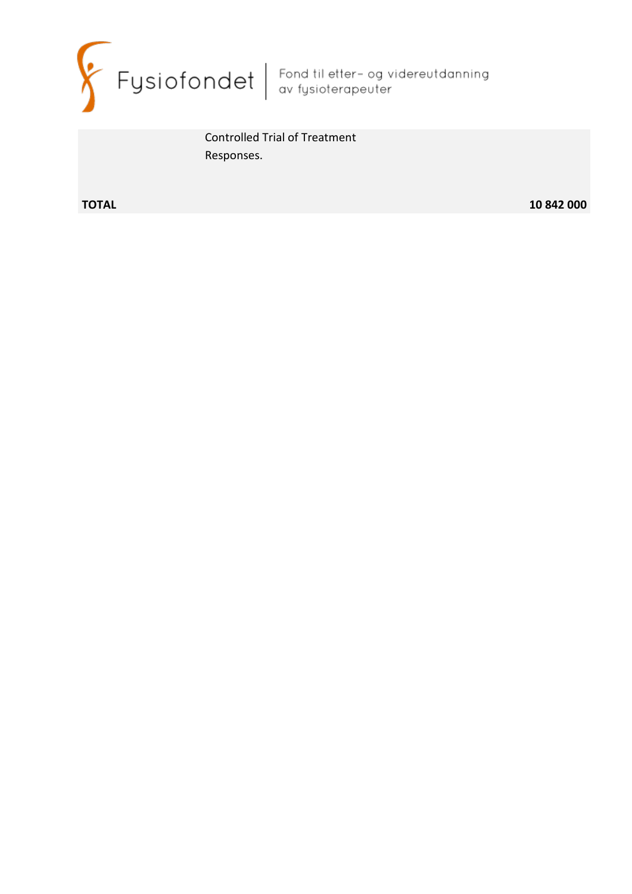| | | |
|---|---|---|
| | Controlled Trial of Treatment Responses. | |
| **TOTAL** | | **10 842 000** |